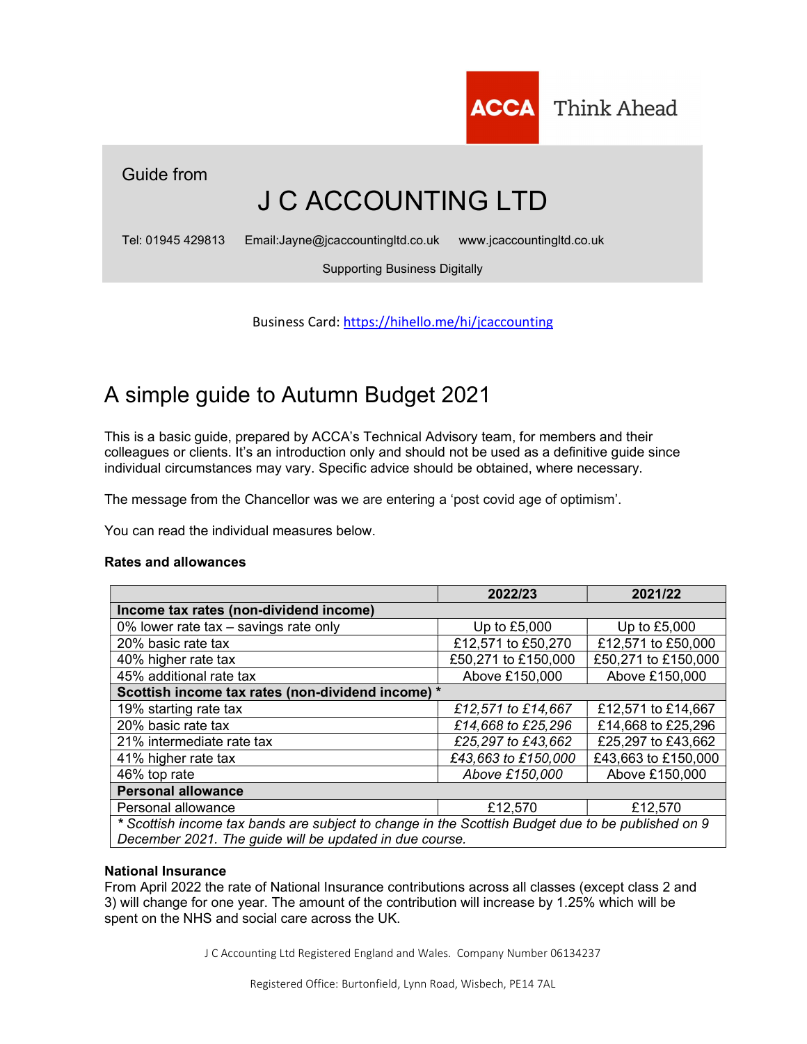ACCA Think Ahead

Guide from

# J C ACCOUNTING LTD

Tel: 01945 429813 Email:Jayne@jcaccountingltd.co.uk www.jcaccountingltd.co.uk

Supporting Business Digitally

Business Card: https://hihello.me/hi/jcaccounting

## A simple guide to Autumn Budget 2021

This is a basic guide, prepared by ACCA's Technical Advisory team, for members and their colleagues or clients. It's an introduction only and should not be used as a definitive guide since individual circumstances may vary. Specific advice should be obtained, where necessary.

The message from the Chancellor was we are entering a 'post covid age of optimism'.

You can read the individual measures below.

**Rates and allowances**

| | 2022/23 | 2021/22 |
|---|---|---|
| **Income tax rates (non-dividend income)** | | |
| 0% lower rate tax – savings rate only | Up to £5,000 | Up to £5,000 |
| 20% basic rate tax | £12,571 to £50,270 | £12,571 to £50,000 |
| 40% higher rate tax | £50,271 to £150,000 | £50,271 to £150,000 |
| 45% additional rate tax | Above £150,000 | Above £150,000 |
| **Scottish income tax rates (non-dividend income) *** | | |
| 19% starting rate tax | *£12,571 to £14,667* | £12,571 to £14,667 |
| 20% basic rate tax | *£14,668 to £25,296* | £14,668 to £25,296 |
| 21% intermediate rate tax | *£25,297 to £43,662* | £25,297 to £43,662 |
| 41% higher rate tax | *£43,663 to £150,000* | £43,663 to £150,000 |
| 46% top rate | *Above £150,000* | Above £150,000 |
| **Personal allowance** | | |
| Personal allowance | £12,570 | £12,570 |
| *\* Scottish income tax bands are subject to change in the Scottish Budget due to be published on 9 December 2021. The guide will be updated in due course.* | | |

**National Insurance**

From April 2022 the rate of National Insurance contributions across all classes (except class 2 and 3) will change for one year. The amount of the contribution will increase by 1.25% which will be spent on the NHS and social care across the UK.

J C Accounting Ltd Registered England and Wales. Company Number 06134237

Registered Office: Burtonfield, Lynn Road, Wisbech, PE14 7AL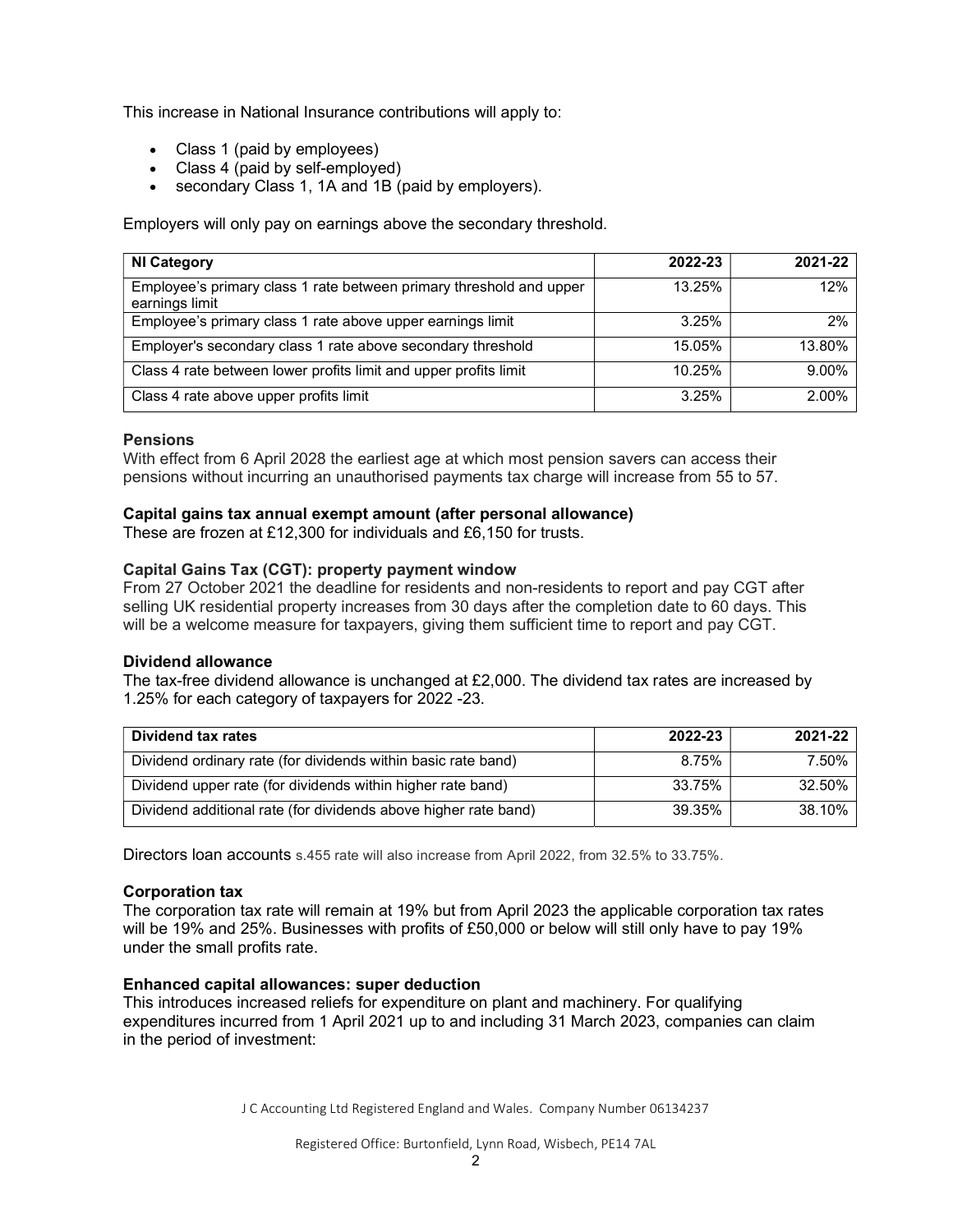This increase in National Insurance contributions will apply to:

- Class 1 (paid by employees)
- Class 4 (paid by self-employed)
- secondary Class 1, 1A and 1B (paid by employers).

Employers will only pay on earnings above the secondary threshold.

| NI Category | 2022-23 | 2021-22 |
|---|---|---|
| Employee's primary class 1 rate between primary threshold and upper earnings limit | 13.25% | 12% |
| Employee's primary class 1 rate above upper earnings limit | 3.25% | 2% |
| Employer's secondary class 1 rate above secondary threshold | 15.05% | 13.80% |
| Class 4 rate between lower profits limit and upper profits limit | 10.25% | 9.00% |
| Class 4 rate above upper profits limit | 3.25% | 2.00% |

**Pensions**

With effect from 6 April 2028 the earliest age at which most pension savers can access their pensions without incurring an unauthorised payments tax charge will increase from 55 to 57.

**Capital gains tax annual exempt amount (after personal allowance)**

These are frozen at £12,300 for individuals and £6,150 for trusts.

**Capital Gains Tax (CGT): property payment window**

From 27 October 2021 the deadline for residents and non-residents to report and pay CGT after selling UK residential property increases from 30 days after the completion date to 60 days. This will be a welcome measure for taxpayers, giving them sufficient time to report and pay CGT.

**Dividend allowance**

The tax-free dividend allowance is unchanged at £2,000. The dividend tax rates are increased by 1.25% for each category of taxpayers for 2022 -23.

| Dividend tax rates | 2022-23 | 2021-22 |
|---|---|---|
| Dividend ordinary rate (for dividends within basic rate band) | 8.75% | 7.50% |
| Dividend upper rate (for dividends within higher rate band) | 33.75% | 32.50% |
| Dividend additional rate (for dividends above higher rate band) | 39.35% | 38.10% |

Directors loan accounts s.455 rate will also increase from April 2022, from 32.5% to 33.75%.

**Corporation tax**

The corporation tax rate will remain at 19% but from April 2023 the applicable corporation tax rates will be 19% and 25%. Businesses with profits of £50,000 or below will still only have to pay 19% under the small profits rate.

**Enhanced capital allowances: super deduction**

This introduces increased reliefs for expenditure on plant and machinery. For qualifying expenditures incurred from 1 April 2021 up to and including 31 March 2023, companies can claim in the period of investment: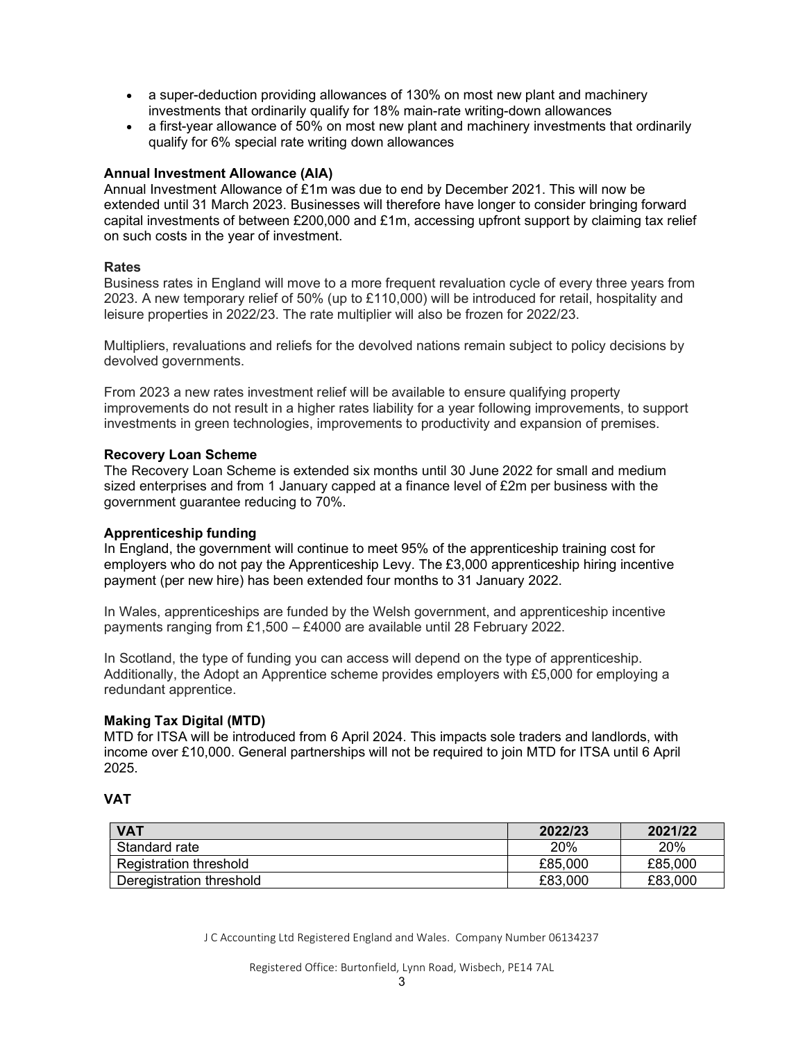- a super-deduction providing allowances of 130% on most new plant and machinery investments that ordinarily qualify for 18% main-rate writing-down allowances
- a first-year allowance of 50% on most new plant and machinery investments that ordinarily qualify for 6% special rate writing down allowances

**Annual Investment Allowance (AIA)**

Annual Investment Allowance of £1m was due to end by December 2021. This will now be extended until 31 March 2023. Businesses will therefore have longer to consider bringing forward capital investments of between £200,000 and £1m, accessing upfront support by claiming tax relief on such costs in the year of investment.

**Rates**

Business rates in England will move to a more frequent revaluation cycle of every three years from 2023. A new temporary relief of 50% (up to £110,000) will be introduced for retail, hospitality and leisure properties in 2022/23. The rate multiplier will also be frozen for 2022/23.

Multipliers, revaluations and reliefs for the devolved nations remain subject to policy decisions by devolved governments.

From 2023 a new rates investment relief will be available to ensure qualifying property improvements do not result in a higher rates liability for a year following improvements, to support investments in green technologies, improvements to productivity and expansion of premises.

**Recovery Loan Scheme**

The Recovery Loan Scheme is extended six months until 30 June 2022 for small and medium sized enterprises and from 1 January capped at a finance level of £2m per business with the government guarantee reducing to 70%.

**Apprenticeship funding**

In England, the government will continue to meet 95% of the apprenticeship training cost for employers who do not pay the Apprenticeship Levy. The £3,000 apprenticeship hiring incentive payment (per new hire) has been extended four months to 31 January 2022.

In Wales, apprenticeships are funded by the Welsh government, and apprenticeship incentive payments ranging from £1,500 – £4000 are available until 28 February 2022.

In Scotland, the type of funding you can access will depend on the type of apprenticeship. Additionally, the Adopt an Apprentice scheme provides employers with £5,000 for employing a redundant apprentice.

**Making Tax Digital (MTD)**

MTD for ITSA will be introduced from 6 April 2024. This impacts sole traders and landlords, with income over £10,000. General partnerships will not be required to join MTD for ITSA until 6 April 2025.

**VAT**

| VAT | 2022/23 | 2021/22 |
|---|---|---|
| Standard rate | 20% | 20% |
| Registration threshold | £85,000 | £85,000 |
| Deregistration threshold | £83,000 | £83,000 |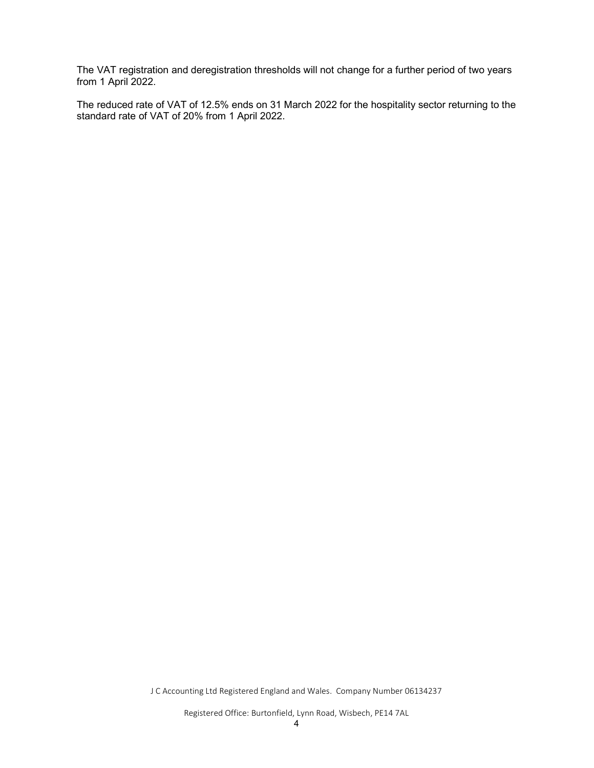The VAT registration and deregistration thresholds will not change for a further period of two years from 1 April 2022.

The reduced rate of VAT of 12.5% ends on 31 March 2022 for the hospitality sector returning to the standard rate of VAT of 20% from 1 April 2022.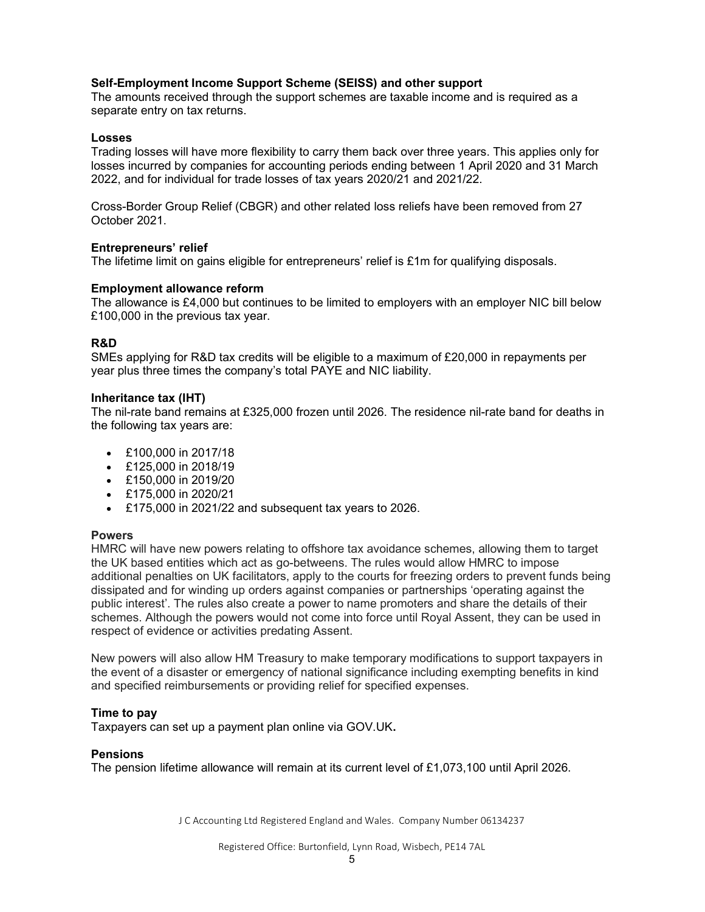**Self-Employment Income Support Scheme (SEISS) and other support**

The amounts received through the support schemes are taxable income and is required as a separate entry on tax returns.

**Losses**

Trading losses will have more flexibility to carry them back over three years. This applies only for losses incurred by companies for accounting periods ending between 1 April 2020 and 31 March 2022, and for individual for trade losses of tax years 2020/21 and 2021/22.

Cross-Border Group Relief (CBGR) and other related loss reliefs have been removed from 27 October 2021.

**Entrepreneurs' relief**

The lifetime limit on gains eligible for entrepreneurs' relief is £1m for qualifying disposals.

**Employment allowance reform**

The allowance is £4,000 but continues to be limited to employers with an employer NIC bill below £100,000 in the previous tax year.

**R&D**

SMEs applying for R&D tax credits will be eligible to a maximum of £20,000 in repayments per year plus three times the company's total PAYE and NIC liability.

**Inheritance tax (IHT)**

The nil-rate band remains at £325,000 frozen until 2026. The residence nil-rate band for deaths in the following tax years are:

- £100,000 in 2017/18
- £125,000 in 2018/19
- £150,000 in 2019/20
- £175,000 in 2020/21
- £175,000 in 2021/22 and subsequent tax years to 2026.

**Powers**

HMRC will have new powers relating to offshore tax avoidance schemes, allowing them to target the UK based entities which act as go-betweens. The rules would allow HMRC to impose additional penalties on UK facilitators, apply to the courts for freezing orders to prevent funds being dissipated and for winding up orders against companies or partnerships 'operating against the public interest'. The rules also create a power to name promoters and share the details of their schemes. Although the powers would not come into force until Royal Assent, they can be used in respect of evidence or activities predating Assent.

New powers will also allow HM Treasury to make temporary modifications to support taxpayers in the event of a disaster or emergency of national significance including exempting benefits in kind and specified reimbursements or providing relief for specified expenses.

**Time to pay**

Taxpayers can set up a payment plan online via GOV.UK**.**

**Pensions**

The pension lifetime allowance will remain at its current level of £1,073,100 until April 2026.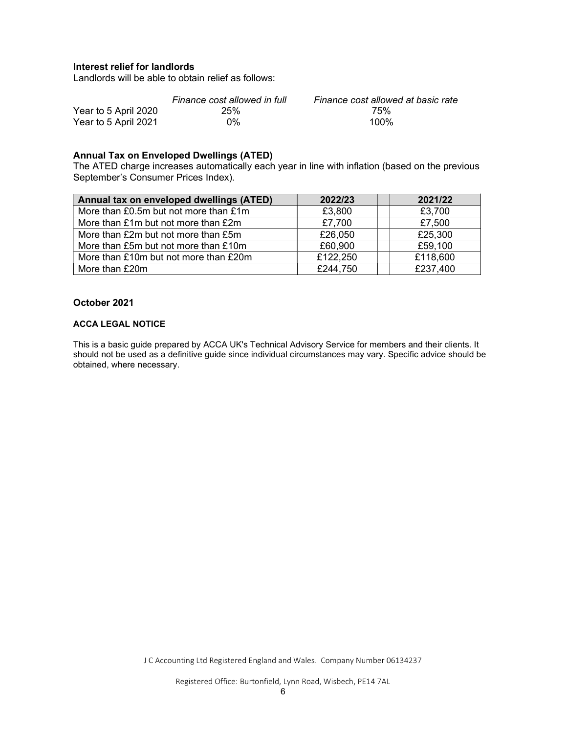**Interest relief for landlords**

Landlords will be able to obtain relief as follows:

| | *Finance cost allowed in full* | *Finance cost allowed at basic rate* |
|---|---|---|
| Year to 5 April 2020 | 25% | 75% |
| Year to 5 April 2021 | 0% | 100% |

**Annual Tax on Enveloped Dwellings (ATED)**

The ATED charge increases automatically each year in line with inflation (based on the previous September's Consumer Prices Index).

| Annual tax on enveloped dwellings (ATED) | 2022/23 | | 2021/22 |
|---|---|---|---|
| More than £0.5m but not more than £1m | £3,800 | | £3,700 |
| More than £1m but not more than £2m | £7,700 | | £7,500 |
| More than £2m but not more than £5m | £26,050 | | £25,300 |
| More than £5m but not more than £10m | £60,900 | | £59,100 |
| More than £10m but not more than £20m | £122,250 | | £118,600 |
| More than £20m | £244,750 | | £237,400 |

**October 2021**

**ACCA LEGAL NOTICE**

This is a basic guide prepared by ACCA UK's Technical Advisory Service for members and their clients. It should not be used as a definitive guide since individual circumstances may vary. Specific advice should be obtained, where necessary.